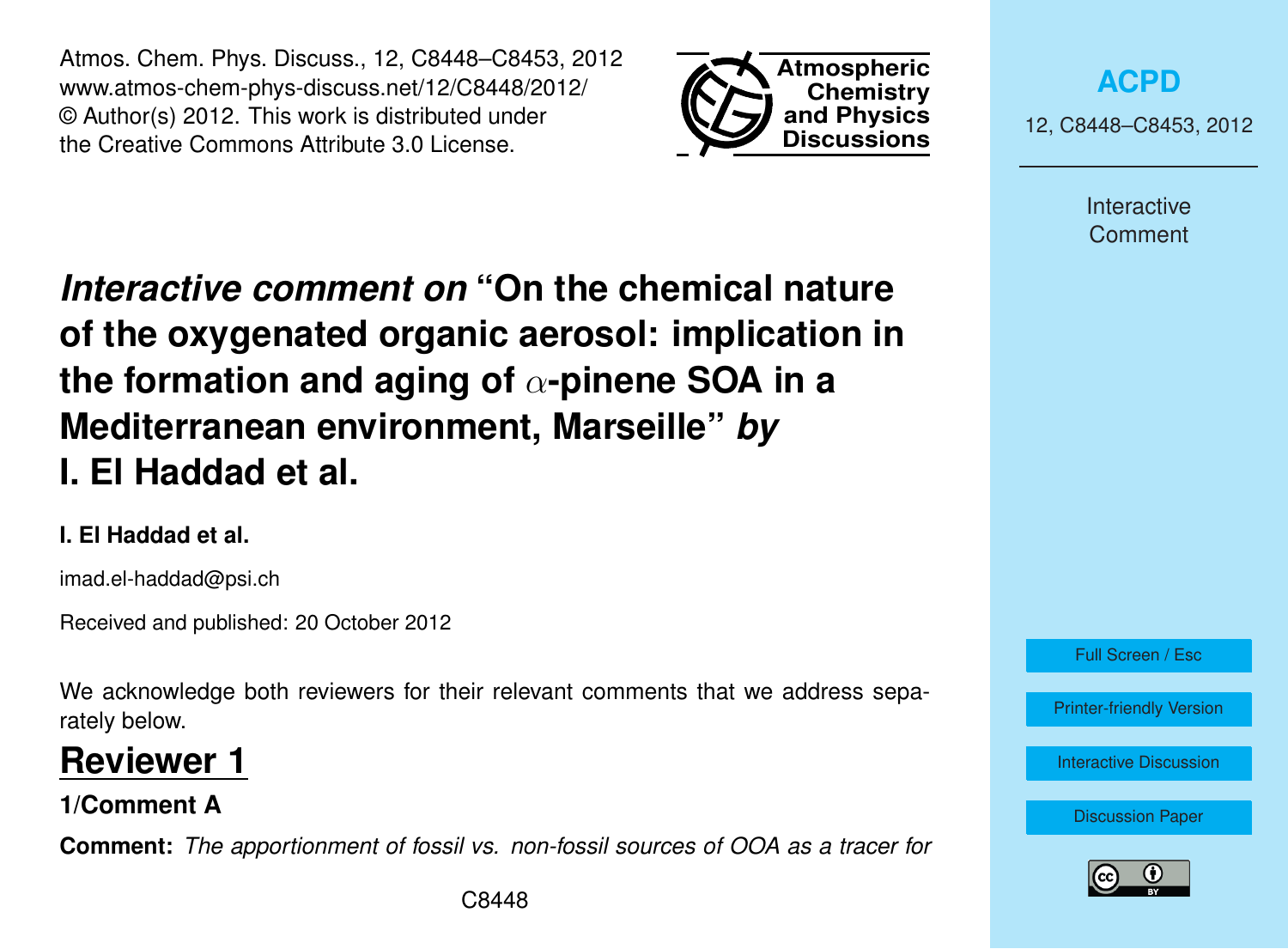# *Interactive comment on* "On the chemical nature of the oxygenated organic aerosol: implication in the formation and aging of $\alpha$-pinene SOA in a Mediterranean environment, Marseille" *by* I. El Haddad et al.

**I. El Haddad et al.**

imad.el-haddad@psi.ch

Received and published: 20 October 2012

We acknowledge both reviewers for their relevant comments that we address separately below.

## Reviewer 1

### 1/Comment A

**Comment:** *The apportionment of fossil vs. non-fossil sources of OOA as a tracer for*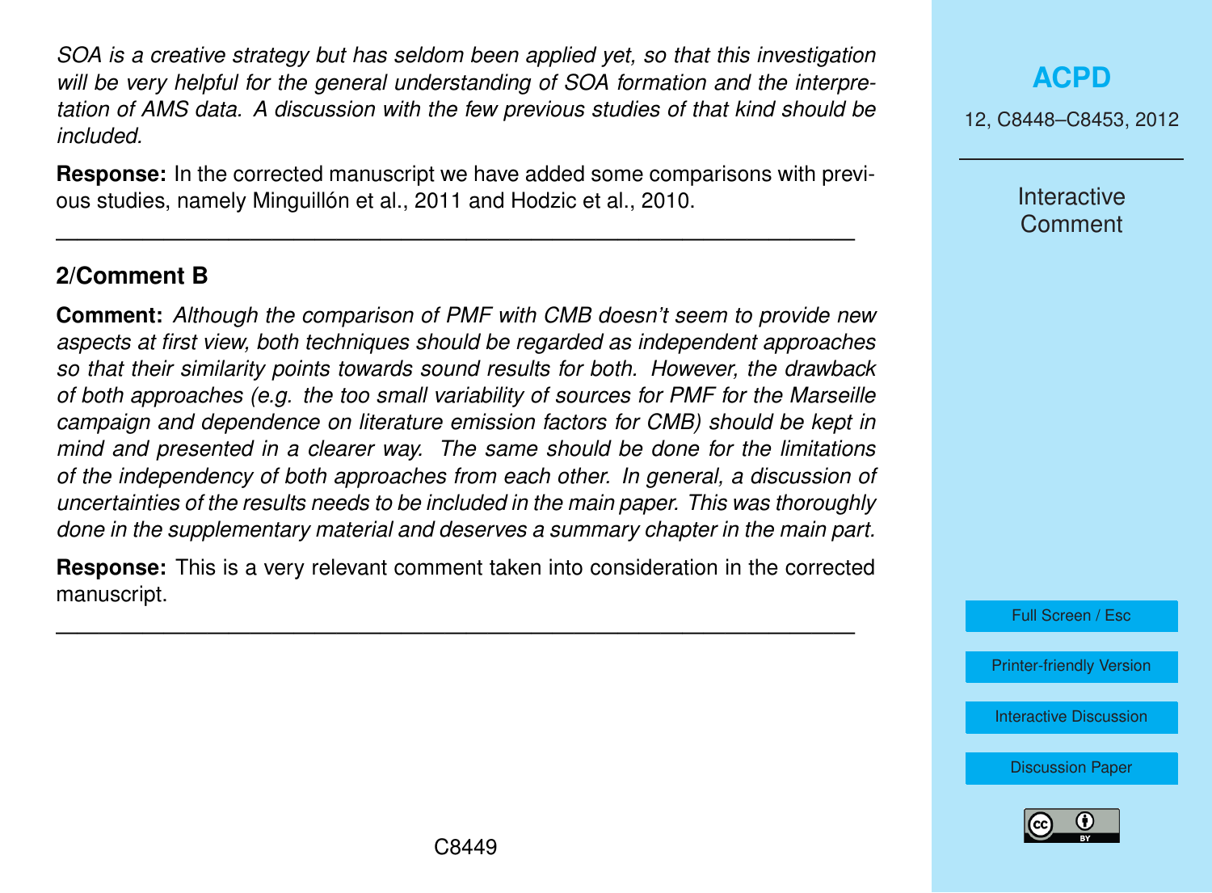*SOA is a creative strategy but has seldom been applied yet, so that this investigation will be very helpful for the general understanding of SOA formation and the interpretation of AMS data. A discussion with the few previous studies of that kind should be included.*

**Response:** In the corrected manuscript we have added some comparisons with previous studies, namely Minguillón et al., 2011 and Hodzic et al., 2010.

---

### 2/Comment B

**Comment:** *Although the comparison of PMF with CMB doesn't seem to provide new aspects at first view, both techniques should be regarded as independent approaches so that their similarity points towards sound results for both. However, the drawback of both approaches (e.g. the too small variability of sources for PMF for the Marseille campaign and dependence on literature emission factors for CMB) should be kept in mind and presented in a clearer way. The same should be done for the limitations of the independency of both approaches from each other. In general, a discussion of uncertainties of the results needs to be included in the main paper. This was thoroughly done in the supplementary material and deserves a summary chapter in the main part.*

**Response:** This is a very relevant comment taken into consideration in the corrected manuscript.

---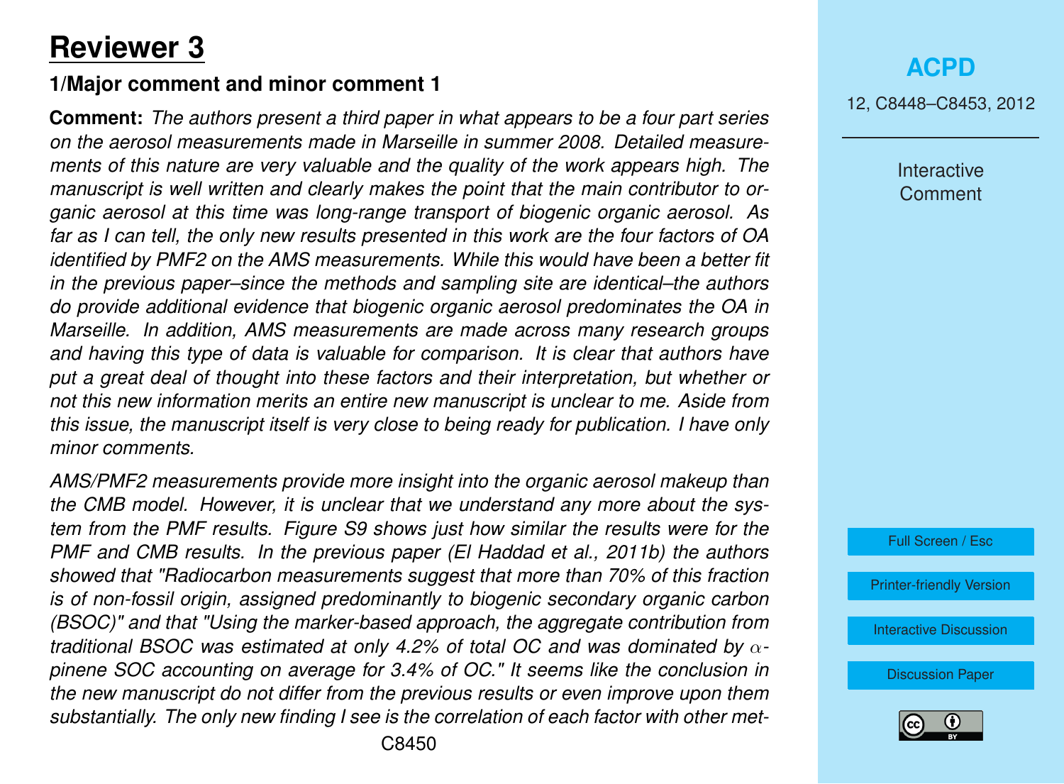# Reviewer 3

## 1/Major comment and minor comment 1

**Comment:** *The authors present a third paper in what appears to be a four part series on the aerosol measurements made in Marseille in summer 2008. Detailed measurements of this nature are very valuable and the quality of the work appears high. The manuscript is well written and clearly makes the point that the main contributor to organic aerosol at this time was long-range transport of biogenic organic aerosol. As far as I can tell, the only new results presented in this work are the four factors of OA identified by PMF2 on the AMS measurements. While this would have been a better fit in the previous paper–since the methods and sampling site are identical–the authors do provide additional evidence that biogenic organic aerosol predominates the OA in Marseille. In addition, AMS measurements are made across many research groups and having this type of data is valuable for comparison. It is clear that authors have put a great deal of thought into these factors and their interpretation, but whether or not this new information merits an entire new manuscript is unclear to me. Aside from this issue, the manuscript itself is very close to being ready for publication. I have only minor comments.*

*AMS/PMF2 measurements provide more insight into the organic aerosol makeup than the CMB model. However, it is unclear that we understand any more about the system from the PMF results. Figure S9 shows just how similar the results were for the PMF and CMB results. In the previous paper (El Haddad et al., 2011b) the authors showed that "Radiocarbon measurements suggest that more than 70% of this fraction is of non-fossil origin, assigned predominantly to biogenic secondary organic carbon (BSOC)" and that "Using the marker-based approach, the aggregate contribution from traditional BSOC was estimated at only 4.2% of total OC and was dominated by $\alpha$-pinene SOC accounting on average for 3.4% of OC." It seems like the conclusion in the new manuscript do not differ from the previous results or even improve upon them substantially. The only new finding I see is the correlation of each factor with other met-*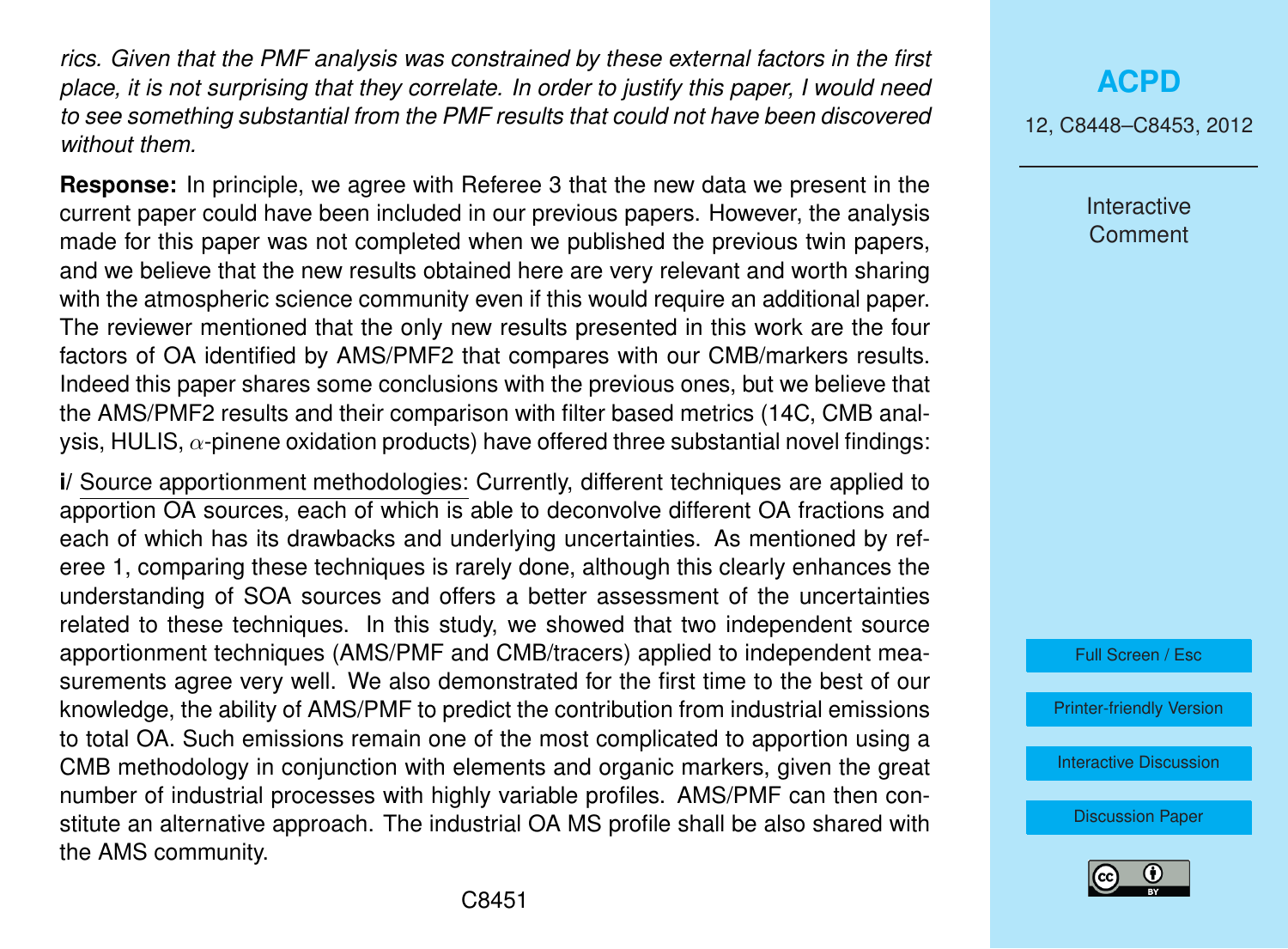*rics. Given that the PMF analysis was constrained by these external factors in the first place, it is not surprising that they correlate. In order to justify this paper, I would need to see something substantial from the PMF results that could not have been discovered without them.*

**Response:** In principle, we agree with Referee 3 that the new data we present in the current paper could have been included in our previous papers. However, the analysis made for this paper was not completed when we published the previous twin papers, and we believe that the new results obtained here are very relevant and worth sharing with the atmospheric science community even if this would require an additional paper. The reviewer mentioned that the only new results presented in this work are the four factors of OA identified by AMS/PMF2 that compares with our CMB/markers results. Indeed this paper shares some conclusions with the previous ones, but we believe that the AMS/PMF2 results and their comparison with filter based metrics (14C, CMB analysis, HULIS, $\alpha$-pinene oxidation products) have offered three substantial novel findings:

**i**/ Source apportionment methodologies: Currently, different techniques are applied to apportion OA sources, each of which is able to deconvolve different OA fractions and each of which has its drawbacks and underlying uncertainties. As mentioned by referee 1, comparing these techniques is rarely done, although this clearly enhances the understanding of SOA sources and offers a better assessment of the uncertainties related to these techniques. In this study, we showed that two independent source apportionment techniques (AMS/PMF and CMB/tracers) applied to independent measurements agree very well. We also demonstrated for the first time to the best of our knowledge, the ability of AMS/PMF to predict the contribution from industrial emissions to total OA. Such emissions remain one of the most complicated to apportion using a CMB methodology in conjunction with elements and organic markers, given the great number of industrial processes with highly variable profiles. AMS/PMF can then constitute an alternative approach. The industrial OA MS profile shall be also shared with the AMS community.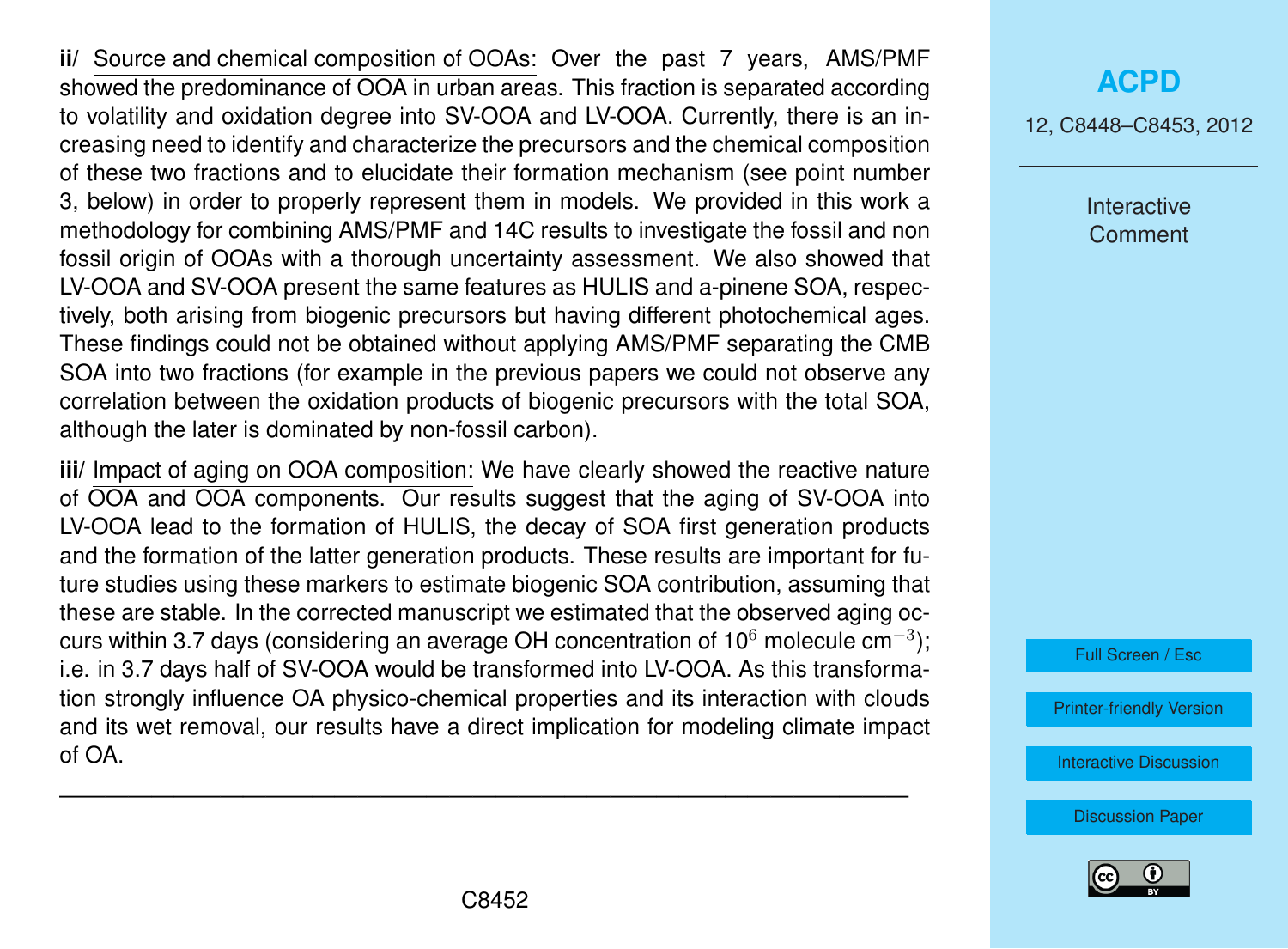**ii**/ Source and chemical composition of OOAs: Over the past 7 years, AMS/PMF showed the predominance of OOA in urban areas. This fraction is separated according to volatility and oxidation degree into SV-OOA and LV-OOA. Currently, there is an increasing need to identify and characterize the precursors and the chemical composition of these two fractions and to elucidate their formation mechanism (see point number 3, below) in order to properly represent them in models. We provided in this work a methodology for combining AMS/PMF and 14C results to investigate the fossil and non fossil origin of OOAs with a thorough uncertainty assessment. We also showed that LV-OOA and SV-OOA present the same features as HULIS and a-pinene SOA, respectively, both arising from biogenic precursors but having different photochemical ages. These findings could not be obtained without applying AMS/PMF separating the CMB SOA into two fractions (for example in the previous papers we could not observe any correlation between the oxidation products of biogenic precursors with the total SOA, although the later is dominated by non-fossil carbon).

**iii**/ Impact of aging on OOA composition: We have clearly showed the reactive nature of OOA and OOA components. Our results suggest that the aging of SV-OOA into LV-OOA lead to the formation of HULIS, the decay of SOA first generation products and the formation of the latter generation products. These results are important for future studies using these markers to estimate biogenic SOA contribution, assuming that these are stable. In the corrected manuscript we estimated that the observed aging occurs within 3.7 days (considering an average OH concentration of $10^6$ molecule $cm^{-3}$); i.e. in 3.7 days half of SV-OOA would be transformed into LV-OOA. As this transformation strongly influence OA physico-chemical properties and its interaction with clouds and its wet removal, our results have a direct implication for modeling climate impact of OA.

---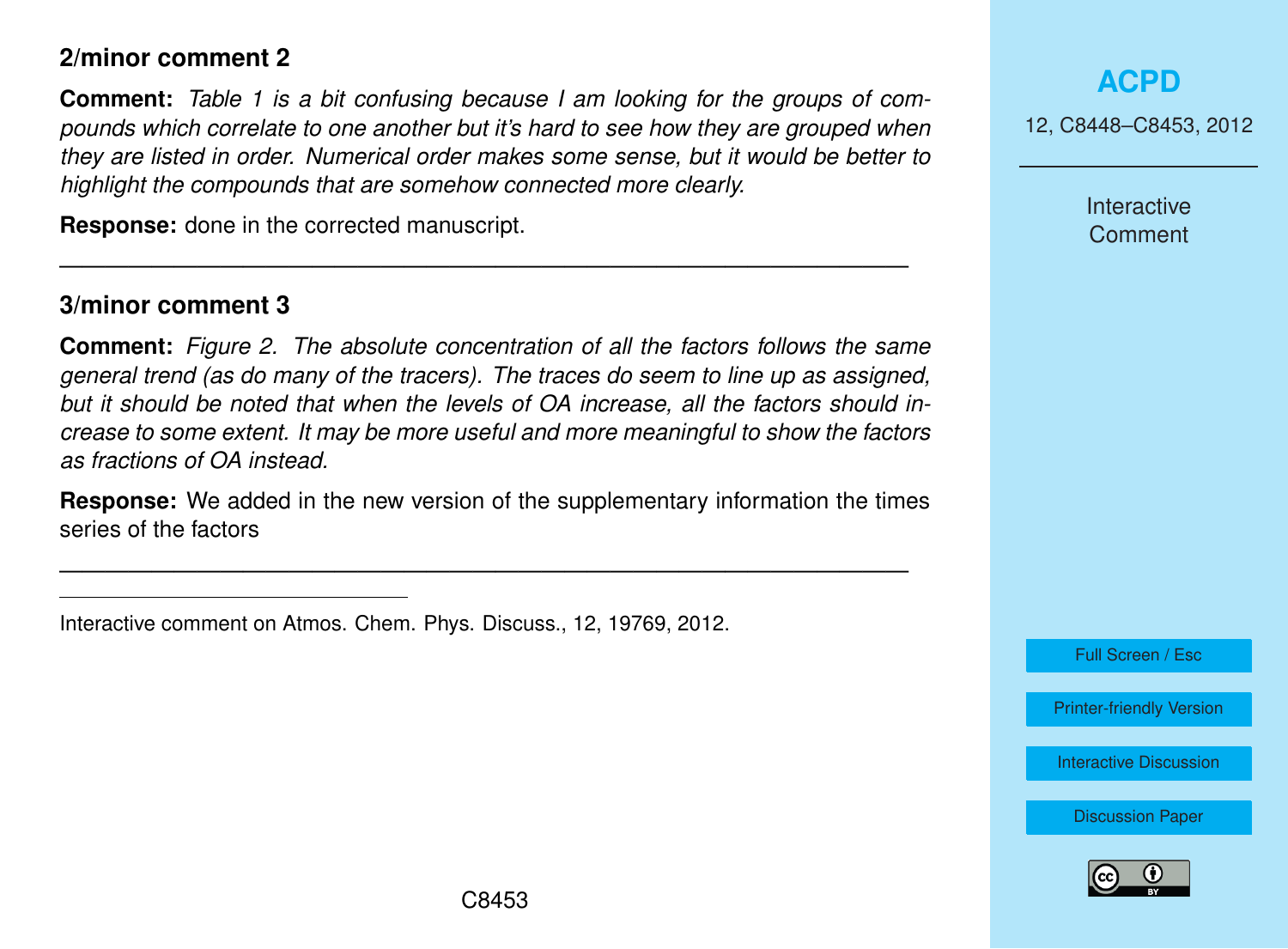### 2/minor comment 2

**Comment:** *Table 1 is a bit confusing because I am looking for the groups of compounds which correlate to one another but it's hard to see how they are grouped when they are listed in order. Numerical order makes some sense, but it would be better to highlight the compounds that are somehow connected more clearly.*

**Response:** done in the corrected manuscript.

---

### 3/minor comment 3

**Comment:** *Figure 2. The absolute concentration of all the factors follows the same general trend (as do many of the tracers). The traces do seem to line up as assigned, but it should be noted that when the levels of OA increase, all the factors should increase to some extent. It may be more useful and more meaningful to show the factors as fractions of OA instead.*

**Response:** We added in the new version of the supplementary information the times series of the factors

---

Interactive comment on Atmos. Chem. Phys. Discuss., 12, 19769, 2012.